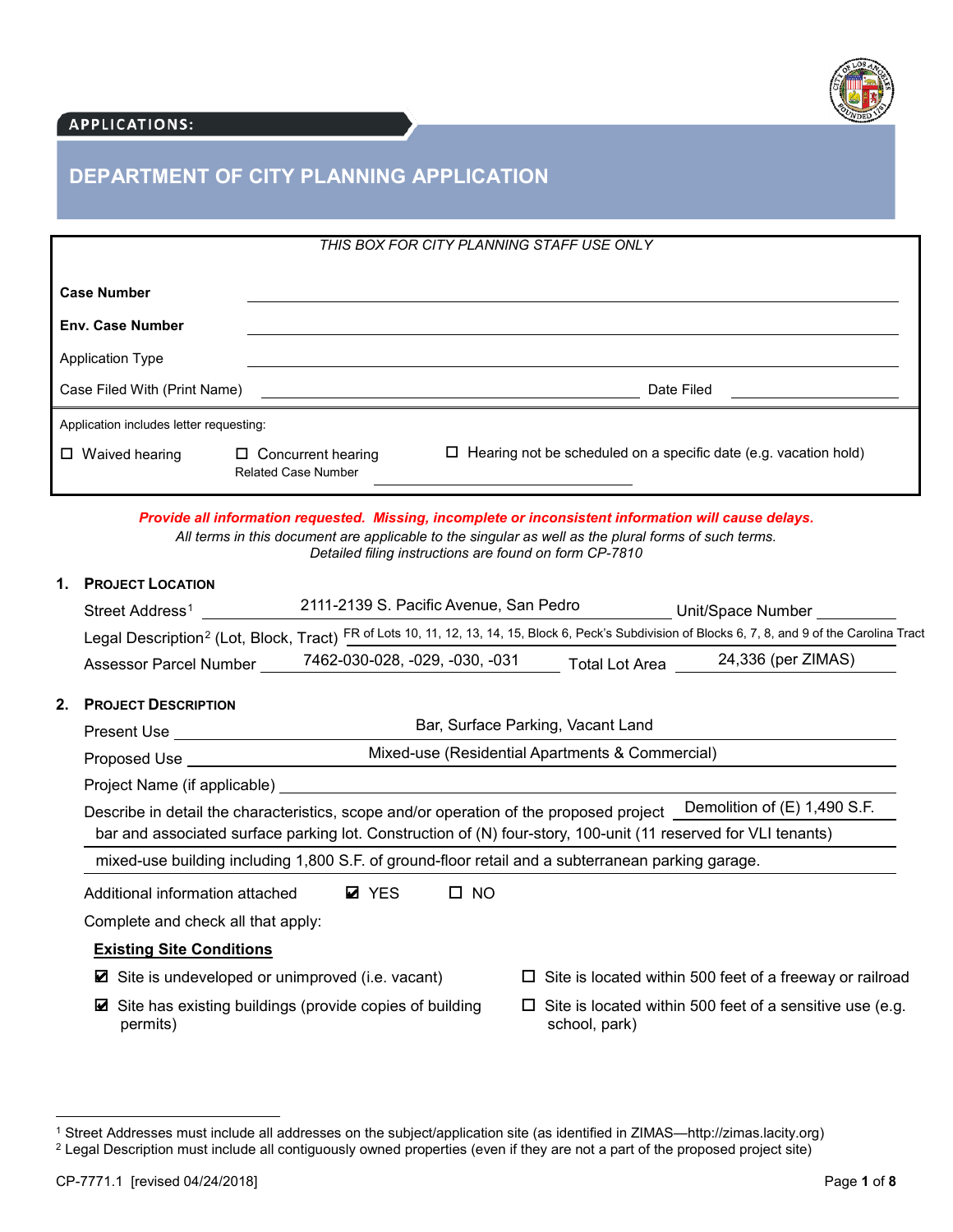APPLICATIONS:

# DEPARTMENT OF CITY PLANNING APPLICATION

*THIS BOX FOR CITY PLANNING STAFF USE ONLY*

**Case Number** ______________________

**Env. Case Number** ______________________

Application Type ______________________

Case Filed With (Print Name) ______________________ Date Filed ______________________

Application includes letter requesting:

☐ Waived hearing ☐ Concurrent hearing ☐ Hearing not be scheduled on a specific date (e.g. vacation hold)

Related Case Number ______________________

***Provide all information requested. Missing, incomplete or inconsistent information will cause delays.***

*All terms in this document are applicable to the singular as well as the plural forms of such terms.*
*Detailed filing instructions are found on form CP-7810*

## 1. PROJECT LOCATION

Street Address[1] 2111-2139 S. Pacific Avenue, San Pedro Unit/Space Number ______

Legal Description[2] (Lot, Block, Tract) FR of Lots 10, 11, 12, 13, 14, 15, Block 6, Peck's Subdivision of Blocks 6, 7, 8, and 9 of the Carolina Tract

Assessor Parcel Number 7462-030-028, -029, -030, -031 Total Lot Area 24,336 (per ZIMAS)

## 2. PROJECT DESCRIPTION

Present Use Bar, Surface Parking, Vacant Land

Proposed Use Mixed-use (Residential Apartments & Commercial)

Project Name (if applicable) ______________________

Describe in detail the characteristics, scope and/or operation of the proposed project Demolition of (E) 1,490 S.F. bar and associated surface parking lot. Construction of (N) four-story, 100-unit (11 reserved for VLI tenants) mixed-use building including 1,800 S.F. of ground-floor retail and a subterranean parking garage.

Additional information attached ☑ YES ☐ NO

Complete and check all that apply:

**Existing Site Conditions**

☑ Site is undeveloped or unimproved (i.e. vacant)

☑ Site has existing buildings (provide copies of building permits)

☐ Site is located within 500 feet of a freeway or railroad

☐ Site is located within 500 feet of a sensitive use (e.g. school, park)

---

[1] Street Addresses must include all addresses on the subject/application site (as identified in ZIMAS—http://zimas.lacity.org)

[2] Legal Description must include all contiguously owned properties (even if they are not a part of the proposed project site)

CP-7771.1 [revised 04/24/2018]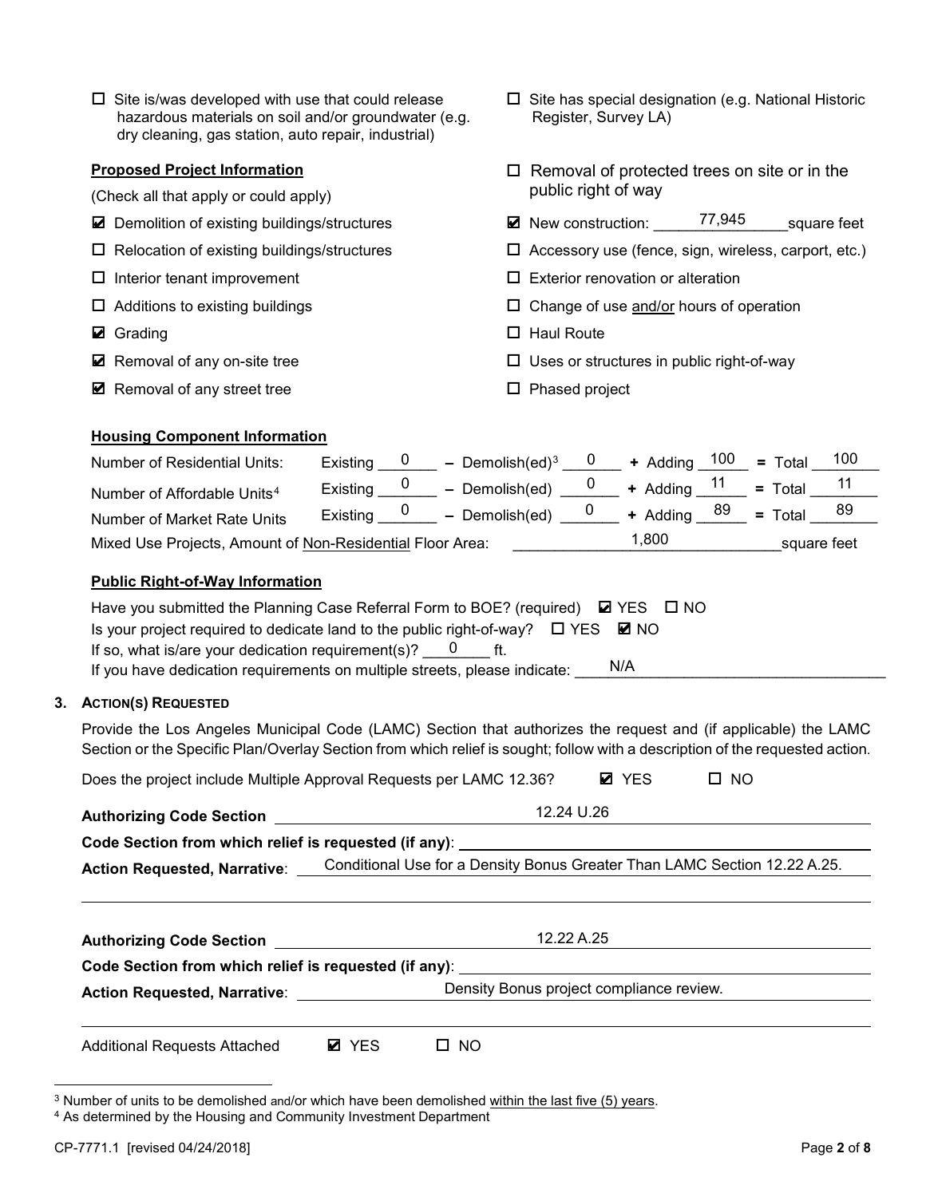- ☐ Site is/was developed with use that could release hazardous materials on soil and/or groundwater (e.g. dry cleaning, gas station, auto repair, industrial)
- ☐ Site has special designation (e.g. National Historic Register, Survey LA)

**Proposed Project Information**

(Check all that apply or could apply)

- ☑ Demolition of existing buildings/structures
- ☐ Relocation of existing buildings/structures
- ☐ Interior tenant improvement
- ☐ Additions to existing buildings
- ☑ Grading
- ☑ Removal of any on-site tree
- ☑ Removal of any street tree
- ☐ Removal of protected trees on site or in the public right of way
- ☑ New construction: 77,945 square feet
- ☐ Accessory use (fence, sign, wireless, carport, etc.)
- ☐ Exterior renovation or alteration
- ☐ Change of use and/or hours of operation
- ☐ Haul Route
- ☐ Uses or structures in public right-of-way
- ☐ Phased project

**Housing Component Information**

| | Existing | – Demolish(ed)[3] | + Adding | = Total |
|---|---|---|---|---|
| Number of Residential Units: | 0 | 0 | 100 | 100 |
| Number of Affordable Units[4] | 0 | 0 | 11 | 11 |
| Number of Market Rate Units | 0 | 0 | 89 | 89 |

Mixed Use Projects, Amount of Non-Residential Floor Area: 1,800 square feet

**Public Right-of-Way Information**

Have you submitted the Planning Case Referral Form to BOE? (required) ☑ YES ☐ NO

Is your project required to dedicate land to the public right-of-way? ☐ YES ☑ NO

If so, what is/are your dedication requirement(s)? 0 ft.

If you have dedication requirements on multiple streets, please indicate: N/A

**3. ACTION(S) REQUESTED**

Provide the Los Angeles Municipal Code (LAMC) Section that authorizes the request and (if applicable) the LAMC Section or the Specific Plan/Overlay Section from which relief is sought; follow with a description of the requested action.

Does the project include Multiple Approval Requests per LAMC 12.36? ☑ YES ☐ NO

**Authorizing Code Section** 12.24 U.26

**Code Section from which relief is requested (if any)**:

**Action Requested, Narrative**: Conditional Use for a Density Bonus Greater Than LAMC Section 12.22 A.25.

**Authorizing Code Section** 12.22 A.25

**Code Section from which relief is requested (if any)**:

**Action Requested, Narrative**: Density Bonus project compliance review.

Additional Requests Attached ☑ YES ☐ NO

---

[3] Number of units to be demolished and/or which have been demolished within the last five (5) years.

[4] As determined by the Housing and Community Investment Department

CP-7771.1 [revised 04/24/2018]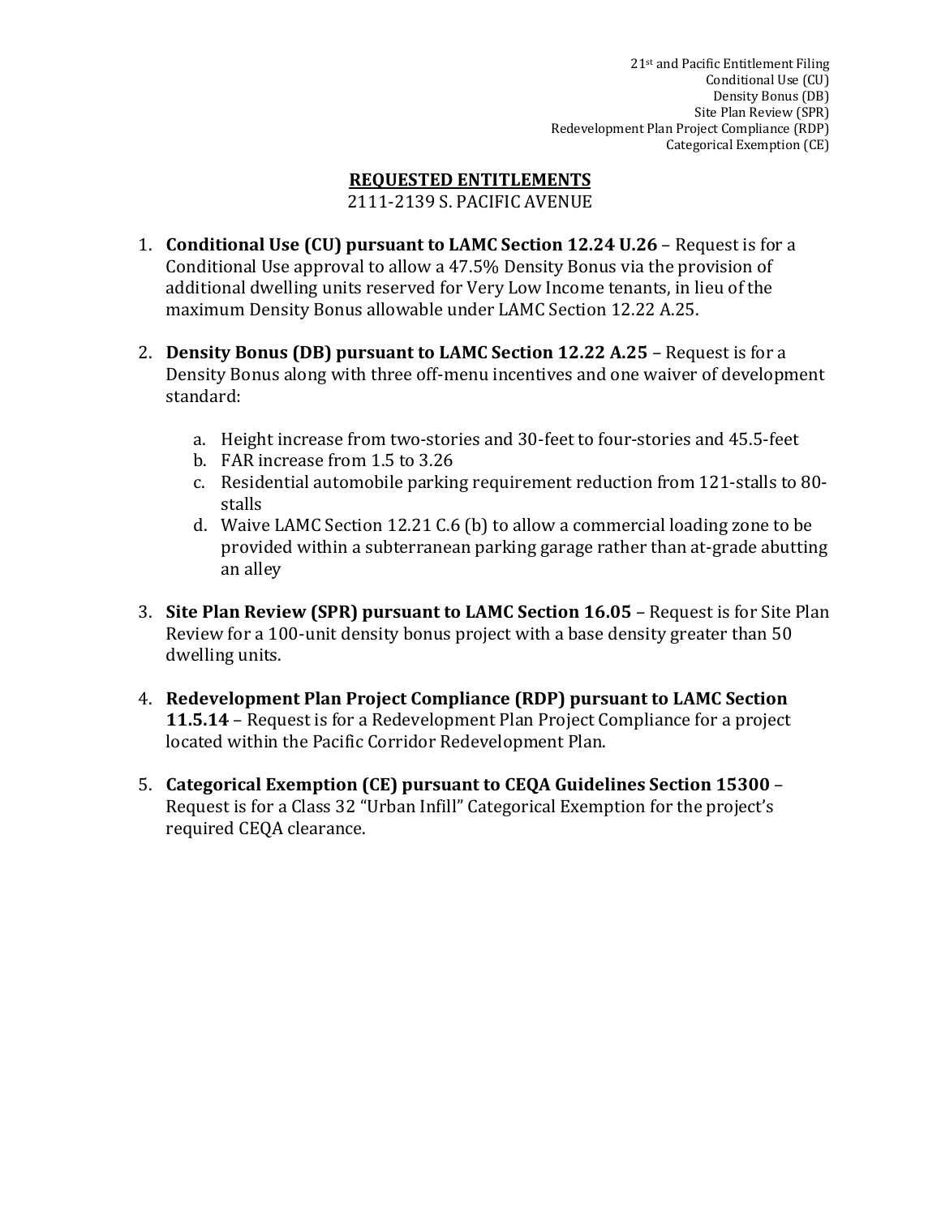21st and Pacific Entitlement Filing
Conditional Use (CU)
Density Bonus (DB)
Site Plan Review (SPR)
Redevelopment Plan Project Compliance (RDP)
Categorical Exemption (CE)

## REQUESTED ENTITLEMENTS

2111-2139 S. PACIFIC AVENUE

1. **Conditional Use (CU) pursuant to LAMC Section 12.24 U.26** – Request is for a Conditional Use approval to allow a 47.5% Density Bonus via the provision of additional dwelling units reserved for Very Low Income tenants, in lieu of the maximum Density Bonus allowable under LAMC Section 12.22 A.25.

2. **Density Bonus (DB) pursuant to LAMC Section 12.22 A.25** – Request is for a Density Bonus along with three off-menu incentives and one waiver of development standard:

   a. Height increase from two-stories and 30-feet to four-stories and 45.5-feet
   b. FAR increase from 1.5 to 3.26
   c. Residential automobile parking requirement reduction from 121-stalls to 80-stalls
   d. Waive LAMC Section 12.21 C.6 (b) to allow a commercial loading zone to be provided within a subterranean parking garage rather than at-grade abutting an alley

3. **Site Plan Review (SPR) pursuant to LAMC Section 16.05** – Request is for Site Plan Review for a 100-unit density bonus project with a base density greater than 50 dwelling units.

4. **Redevelopment Plan Project Compliance (RDP) pursuant to LAMC Section 11.5.14** – Request is for a Redevelopment Plan Project Compliance for a project located within the Pacific Corridor Redevelopment Plan.

5. **Categorical Exemption (CE) pursuant to CEQA Guidelines Section 15300** – Request is for a Class 32 "Urban Infill" Categorical Exemption for the project's required CEQA clearance.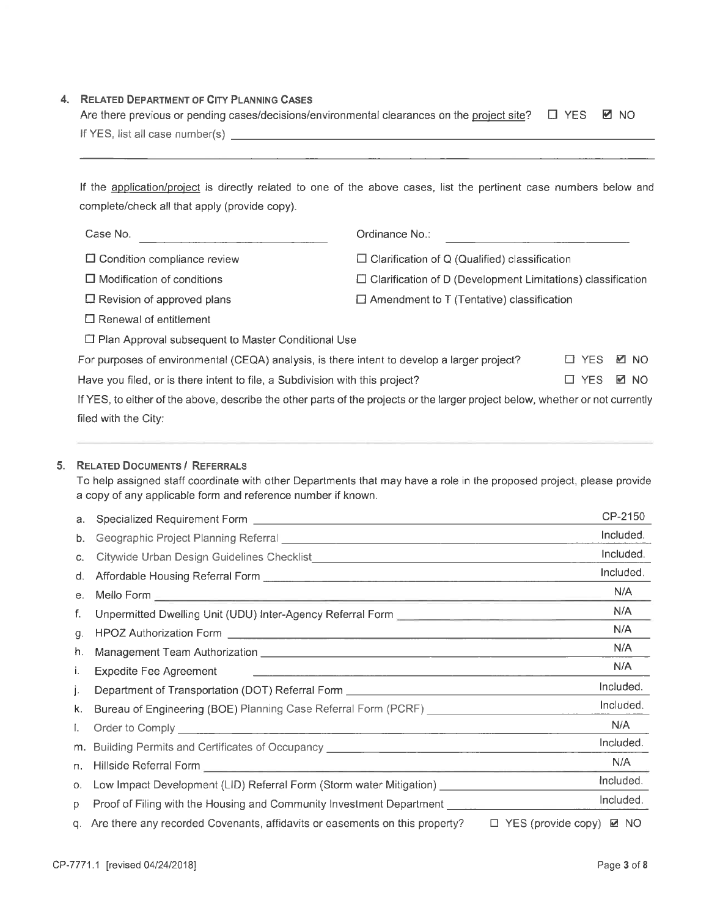## 4. Related Department of City Planning Cases

Are there previous or pending cases/decisions/environmental clearances on the project site? ☐ YES ☑ NO

If YES, list all case number(s) \_\_\_\_\_\_\_\_\_\_\_\_\_\_\_\_\_\_\_\_\_\_\_\_\_\_\_\_\_\_\_\_\_\_\_\_\_\_\_\_

If the application/project is directly related to one of the above cases, list the pertinent case numbers below and complete/check all that apply (provide copy).

Case No. \_\_\_\_\_\_\_\_\_\_\_\_\_\_\_\_\_\_ Ordinance No.: \_\_\_\_\_\_\_\_\_\_\_\_\_\_\_\_\_\_

- ☐ Condition compliance review
- ☐ Modification of conditions
- ☐ Revision of approved plans
- ☐ Renewal of entitlement
- ☐ Plan Approval subsequent to Master Conditional Use
- ☐ Clarification of Q (Qualified) classification
- ☐ Clarification of D (Development Limitations) classification
- ☐ Amendment to T (Tentative) classification

For purposes of environmental (CEQA) analysis, is there intent to develop a larger project? ☐ YES ☑ NO

Have you filed, or is there intent to file, a Subdivision with this project? ☐ YES ☑ NO

If YES, to either of the above, describe the other parts of the projects or the larger project below, whether or not currently filed with the City:

## 5. Related Documents / Referrals

To help assigned staff coordinate with other Departments that may have a role in the proposed project, please provide a copy of any applicable form and reference number if known.

a. Specialized Requirement Form — CP-2150

b. Geographic Project Planning Referral — Included.

c. Citywide Urban Design Guidelines Checklist — Included.

d. Affordable Housing Referral Form — Included.

e. Mello Form — N/A

f. Unpermitted Dwelling Unit (UDU) Inter-Agency Referral Form — N/A

g. HPOZ Authorization Form — N/A

h. Management Team Authorization — N/A

i. Expedite Fee Agreement — N/A

j. Department of Transportation (DOT) Referral Form — Included.

k. Bureau of Engineering (BOE) Planning Case Referral Form (PCRF) — Included.

l. Order to Comply — N/A

m. Building Permits and Certificates of Occupancy — Included.

n. Hillside Referral Form — N/A

o. Low Impact Development (LID) Referral Form (Storm water Mitigation) — Included.

p. Proof of Filing with the Housing and Community Investment Department — Included.

q. Are there any recorded Covenants, affidavits or easements on this property? ☐ YES (provide copy) ☑ NO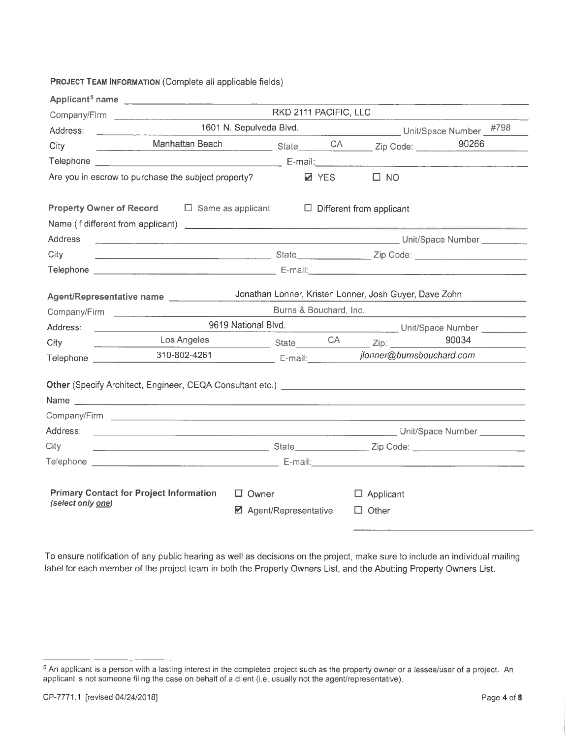**PROJECT TEAM INFORMATION** (Complete all applicable fields)

**Applicant[5] name** ______________________

Company/Firm RKD 2111 PACIFIC, LLC

Address: 1601 N. Sepulveda Blvd. Unit/Space Number #798

City Manhattan Beach State CA Zip Code: 90266

Telephone ______________________ E-mail: ______________________

Are you in escrow to purchase the subject property? ☑ YES ☐ NO

**Property Owner of Record** ☐ Same as applicant ☐ Different from applicant

Name (if different from applicant) ______________________

Address ______________________ Unit/Space Number ________

City ______________________ State ________ Zip Code: ________

Telephone ______________________ E-mail: ______________________

**Agent/Representative name** Jonathan Lonner, Kristen Lonner, Josh Guyer, Dave Zohn

Company/Firm Burns & Bouchard, Inc.

Address: 9619 National Blvd. Unit/Space Number ________

City Los Angeles State CA Zip: 90034

Telephone 310-802-4261 E-mail: jlonner@burnsbouchard.com

**Other** (Specify Architect, Engineer, CEQA Consultant etc.) ______________________

Name ______________________

Company/Firm ______________________

Address: ______________________ Unit/Space Number ________

City ______________________ State ________ Zip Code: ________

Telephone ______________________ E-mail: ______________________

**Primary Contact for Project Information** *(select only one)*

☐ Owner ☐ Applicant

☑ Agent/Representative ☐ Other

To ensure notification of any public hearing as well as decisions on the project, make sure to include an individual mailing label for each member of the project team in both the Property Owners List, and the Abutting Property Owners List.

---

[5] An applicant is a person with a lasting interest in the completed project such as the property owner or a lessee/user of a project. An applicant is not someone filing the case on behalf of a client (i.e. usually not the agent/representative).

CP-7771.1 [revised 04/24/2018]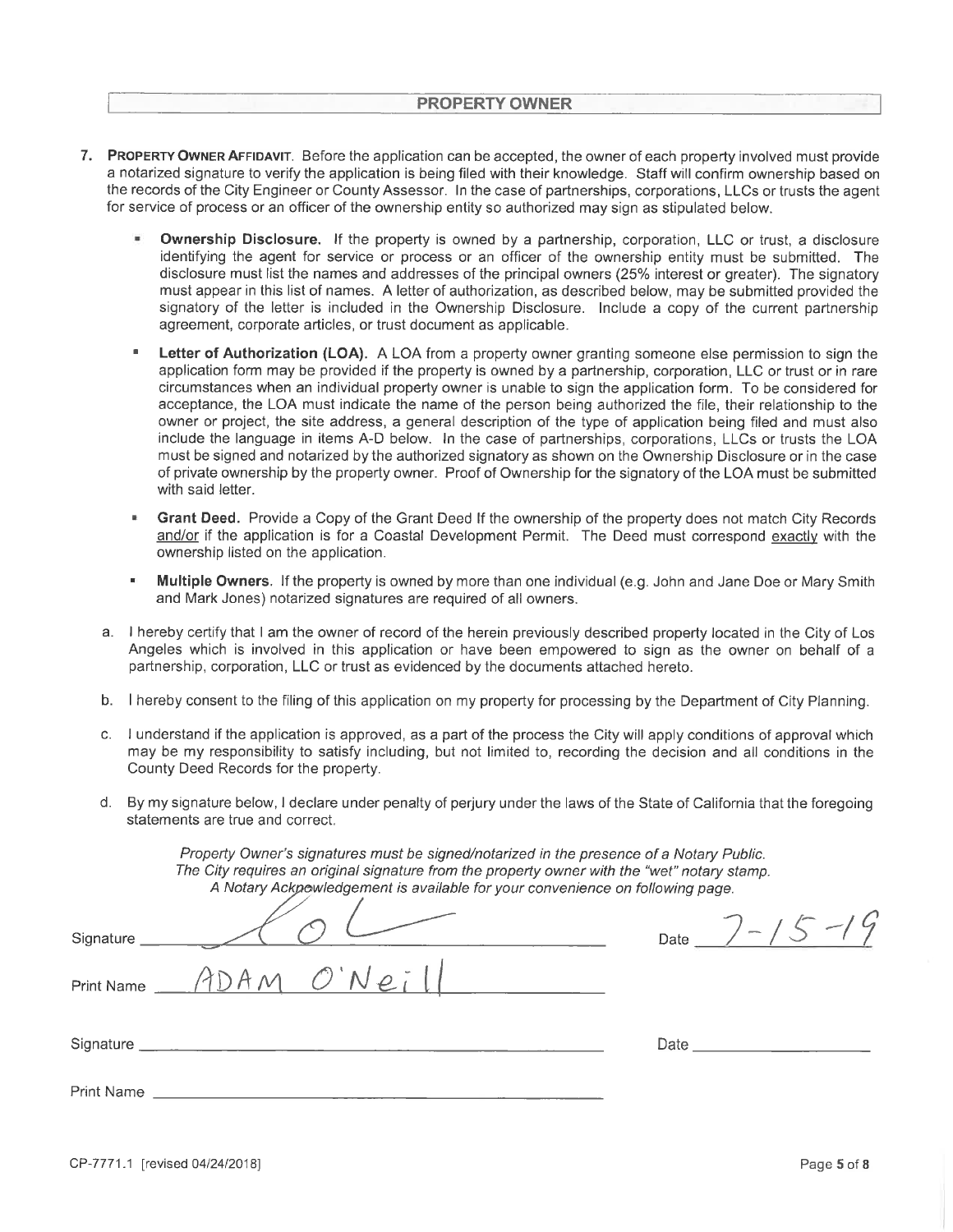## PROPERTY OWNER

7. **PROPERTY OWNER AFFIDAVIT**. Before the application can be accepted, the owner of each property involved must provide a notarized signature to verify the application is being filed with their knowledge. Staff will confirm ownership based on the records of the City Engineer or County Assessor. In the case of partnerships, corporations, LLCs or trusts the agent for service of process or an officer of the ownership entity so authorized may sign as stipulated below.

   - **Ownership Disclosure.** If the property is owned by a partnership, corporation, LLC or trust, a disclosure identifying the agent for service or process or an officer of the ownership entity must be submitted. The disclosure must list the names and addresses of the principal owners (25% interest or greater). The signatory must appear in this list of names. A letter of authorization, as described below, may be submitted provided the signatory of the letter is included in the Ownership Disclosure. Include a copy of the current partnership agreement, corporate articles, or trust document as applicable.
   - **Letter of Authorization (LOA).** A LOA from a property owner granting someone else permission to sign the application form may be provided if the property is owned by a partnership, corporation, LLC or trust or in rare circumstances when an individual property owner is unable to sign the application form. To be considered for acceptance, the LOA must indicate the name of the person being authorized the file, their relationship to the owner or project, the site address, a general description of the type of application being filed and must also include the language in items A-D below. In the case of partnerships, corporations, LLCs or trusts the LOA must be signed and notarized by the authorized signatory as shown on the Ownership Disclosure or in the case of private ownership by the property owner. Proof of Ownership for the signatory of the LOA must be submitted with said letter.
   - **Grant Deed.** Provide a Copy of the Grant Deed If the ownership of the property does not match City Records and/or if the application is for a Coastal Development Permit. The Deed must correspond exactly with the ownership listed on the application.
   - **Multiple Owners.** If the property is owned by more than one individual (e.g. John and Jane Doe or Mary Smith and Mark Jones) notarized signatures are required of all owners.

   a. I hereby certify that I am the owner of record of the herein previously described property located in the City of Los Angeles which is involved in this application or have been empowered to sign as the owner on behalf of a partnership, corporation, LLC or trust as evidenced by the documents attached hereto.

   b. I hereby consent to the filing of this application on my property for processing by the Department of City Planning.

   c. I understand if the application is approved, as a part of the process the City will apply conditions of approval which may be my responsibility to satisfy including, but not limited to, recording the decision and all conditions in the County Deed Records for the property.

   d. By my signature below, I declare under penalty of perjury under the laws of the State of California that the foregoing statements are true and correct.

*Property Owner's signatures must be signed/notarized in the presence of a Notary Public.*
*The City requires an original signature from the property owner with the "wet" notary stamp.*
*A Notary Acknowledgement is available for your convenience on following page.*

Signature [signature] Date 7-15-19

Print Name ADAM O'Neill

Signature ______________________ Date ______________

Print Name ______________________

CP-7771.1 [revised 04/24/2018]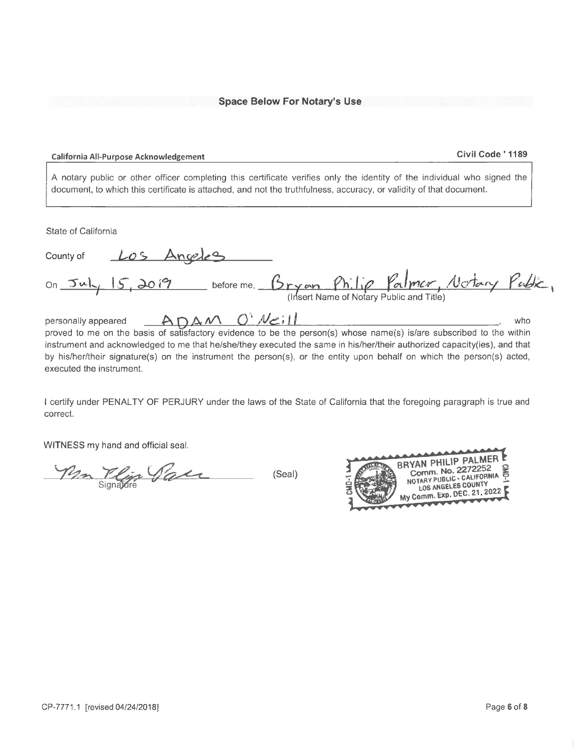**Space Below For Notary's Use**

**California All-Purpose Acknowledgement** **Civil Code ' 1189**

A notary public or other officer completing this certificate verifies only the identity of the individual who signed the document, to which this certificate is attached, and not the truthfulness, accuracy, or validity of that document.

State of California

County of Los Angeles

On July 15, 2019 before me, Bryan Philip Palmer, Notary Public,
(Insert Name of Notary Public and Title)

personally appeared ADAM O'Neill, who proved to me on the basis of satisfactory evidence to be the person(s) whose name(s) is/are subscribed to the within instrument and acknowledged to me that he/she/they executed the same in his/her/their authorized capacity(ies), and that by his/her/their signature(s) on the instrument the person(s), or the entity upon behalf on which the person(s) acted, executed the instrument.

I certify under PENALTY OF PERJURY under the laws of the State of California that the foregoing paragraph is true and correct.

WITNESS my hand and official seal.

Signature (Seal)

BRYAN PHILIP PALMER
Comm. No. 2272252
NOTARY PUBLIC - CALIFORNIA
LOS ANGELES COUNTY
My Comm. Exp. DEC. 21, 2022

CP-7771.1 [revised 04/24/2018]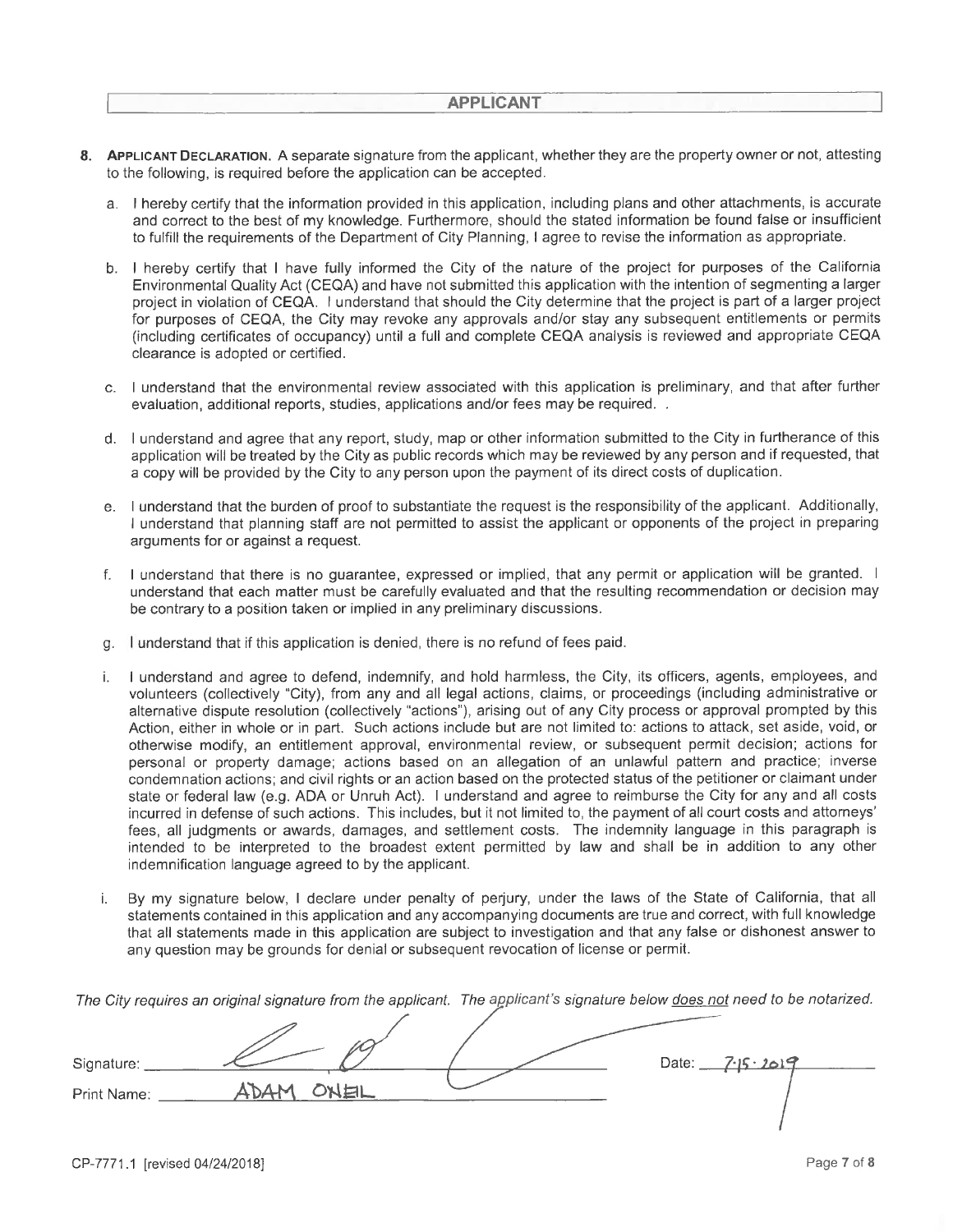## APPLICANT

8. **Applicant Declaration.** A separate signature from the applicant, whether they are the property owner or not, attesting to the following, is required before the application can be accepted.

   a. I hereby certify that the information provided in this application, including plans and other attachments, is accurate and correct to the best of my knowledge. Furthermore, should the stated information be found false or insufficient to fulfill the requirements of the Department of City Planning, I agree to revise the information as appropriate.

   b. I hereby certify that I have fully informed the City of the nature of the project for purposes of the California Environmental Quality Act (CEQA) and have not submitted this application with the intention of segmenting a larger project in violation of CEQA. I understand that should the City determine that the project is part of a larger project for purposes of CEQA, the City may revoke any approvals and/or stay any subsequent entitlements or permits (including certificates of occupancy) until a full and complete CEQA analysis is reviewed and appropriate CEQA clearance is adopted or certified.

   c. I understand that the environmental review associated with this application is preliminary, and that after further evaluation, additional reports, studies, applications and/or fees may be required. .

   d. I understand and agree that any report, study, map or other information submitted to the City in furtherance of this application will be treated by the City as public records which may be reviewed by any person and if requested, that a copy will be provided by the City to any person upon the payment of its direct costs of duplication.

   e. I understand that the burden of proof to substantiate the request is the responsibility of the applicant. Additionally, I understand that planning staff are not permitted to assist the applicant or opponents of the project in preparing arguments for or against a request.

   f. I understand that there is no guarantee, expressed or implied, that any permit or application will be granted. I understand that each matter must be carefully evaluated and that the resulting recommendation or decision may be contrary to a position taken or implied in any preliminary discussions.

   g. I understand that if this application is denied, there is no refund of fees paid.

   i. I understand and agree to defend, indemnify, and hold harmless, the City, its officers, agents, employees, and volunteers (collectively "City), from any and all legal actions, claims, or proceedings (including administrative or alternative dispute resolution (collectively "actions"), arising out of any City process or approval prompted by this Action, either in whole or in part. Such actions include but are not limited to: actions to attack, set aside, void, or otherwise modify, an entitlement approval, environmental review, or subsequent permit decision; actions for personal or property damage; actions based on an allegation of an unlawful pattern and practice; inverse condemnation actions; and civil rights or an action based on the protected status of the petitioner or claimant under state or federal law (e.g. ADA or Unruh Act). I understand and agree to reimburse the City for any and all costs incurred in defense of such actions. This includes, but it not limited to, the payment of all court costs and attorneys' fees, all judgments or awards, damages, and settlement costs. The indemnity language in this paragraph is intended to be interpreted to the broadest extent permitted by law and shall be in addition to any other indemnification language agreed to by the applicant.

   i. By my signature below, I declare under penalty of perjury, under the laws of the State of California, that all statements contained in this application and any accompanying documents are true and correct, with full knowledge that all statements made in this application are subject to investigation and that any false or dishonest answer to any question may be grounds for denial or subsequent revocation of license or permit.

*The City requires an original signature from the applicant. The applicant's signature below* ***does not*** *need to be notarized.*

Signature: [signature] Date: 7-15-2019

Print Name: ADAM ONEIL

CP-7771.1 [revised 04/24/2018]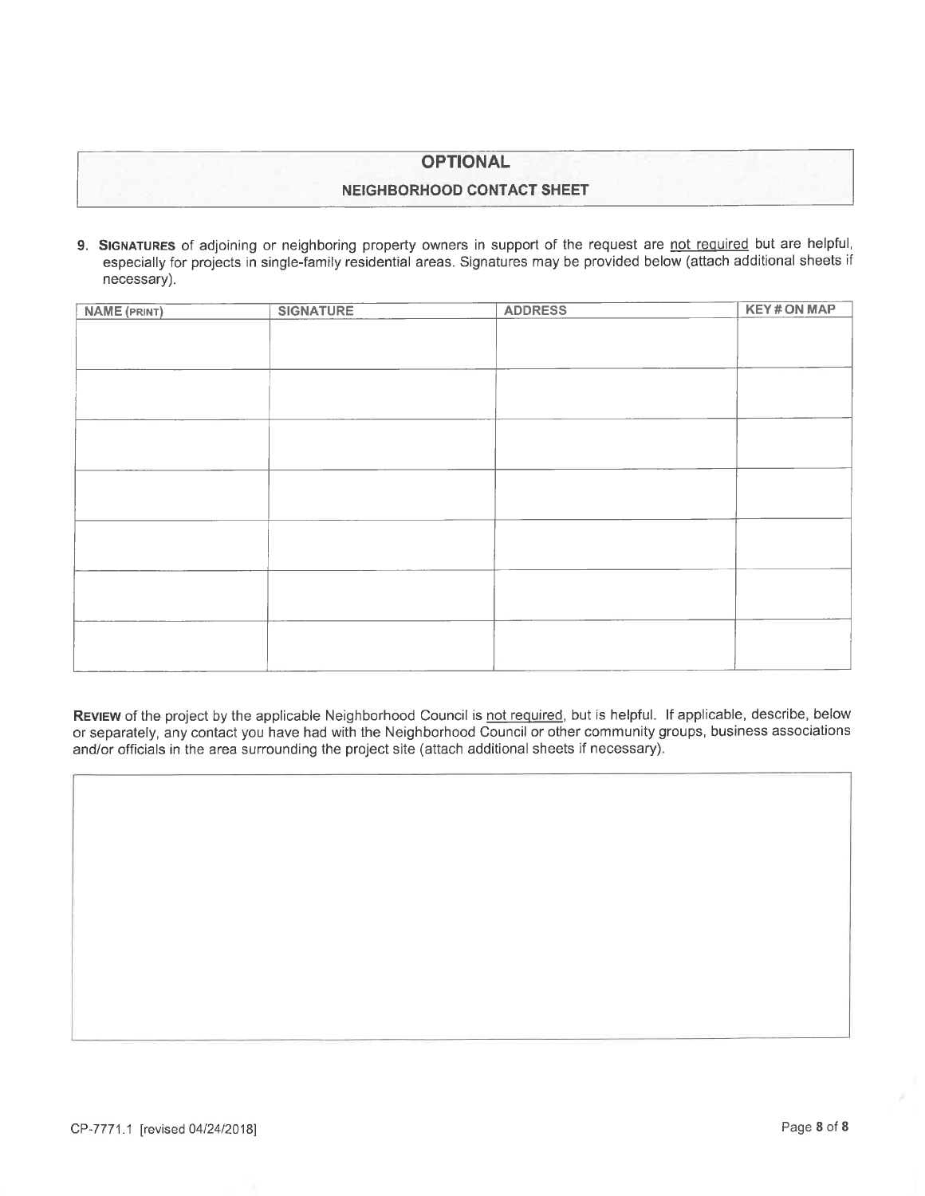## OPTIONAL

### NEIGHBORHOOD CONTACT SHEET

9. **SIGNATURES** of adjoining or neighboring property owners in support of the request are <u>not required</u> but are helpful, especially for projects in single-family residential areas. Signatures may be provided below (attach additional sheets if necessary).

| NAME (PRINT) | SIGNATURE | ADDRESS | KEY # ON MAP |
|---|---|---|---|
| | | | |
| | | | |
| | | | |
| | | | |
| | | | |
| | | | |
| | | | |

**REVIEW** of the project by the applicable Neighborhood Council is <u>not required</u>, but is helpful. If applicable, describe, below or separately, any contact you have had with the Neighborhood Council or other community groups, business associations and/or officials in the area surrounding the project site (attach additional sheets if necessary).

CP-7771.1 [revised 04/24/2018]